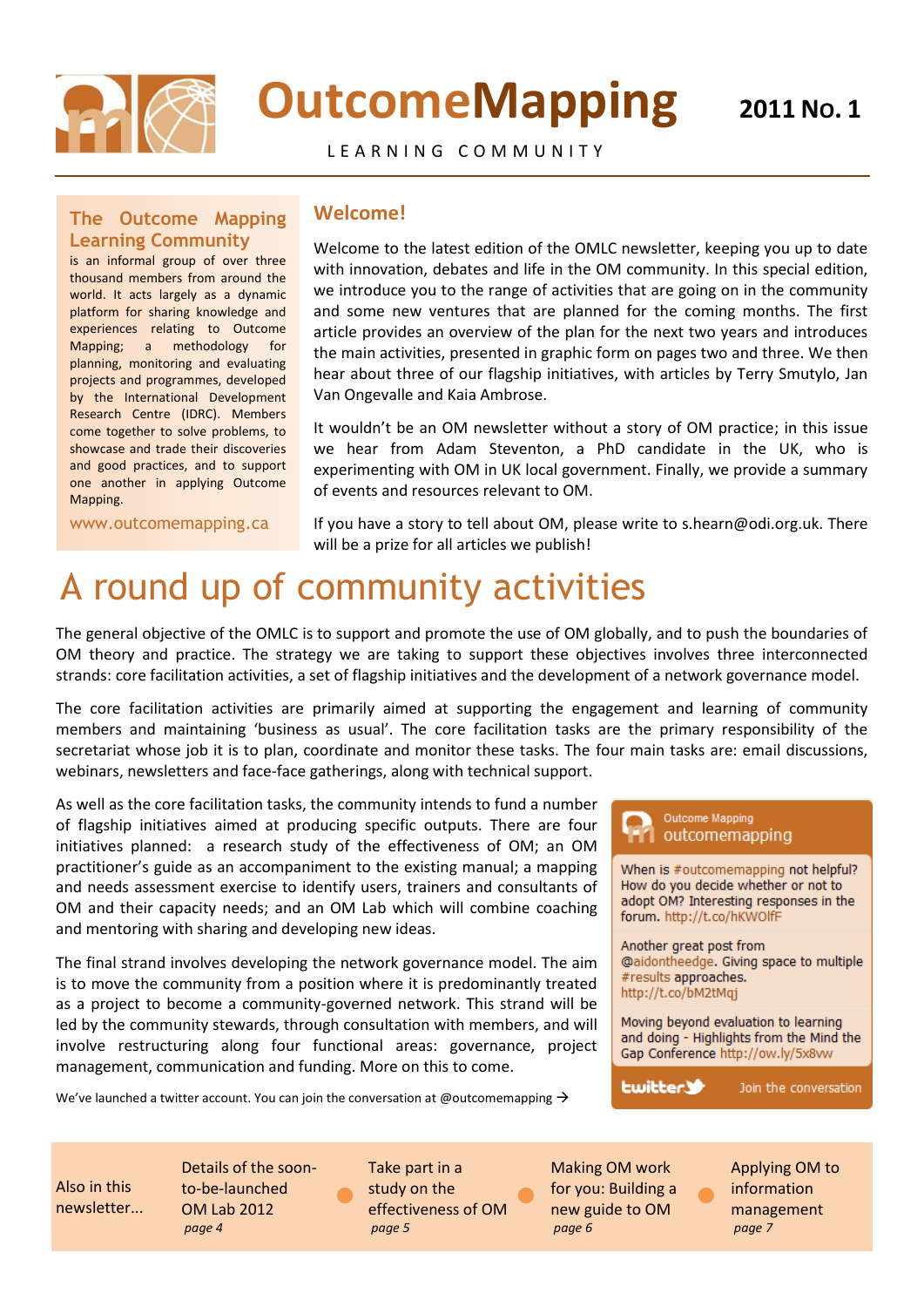# OutcomeMapping

LEARNING COMMUNITY

**2011 No. 1**

### The Outcome Mapping Learning Community

is an informal group of over three thousand members from around the world. It acts largely as a dynamic platform for sharing knowledge and experiences relating to Outcome Mapping; a methodology for planning, monitoring and evaluating projects and programmes, developed by the International Development Research Centre (IDRC). Members come together to solve problems, to showcase and trade their discoveries and good practices, and to support one another in applying Outcome Mapping.

www.outcomemapping.ca

## Welcome!

Welcome to the latest edition of the OMLC newsletter, keeping you up to date with innovation, debates and life in the OM community. In this special edition, we introduce you to the range of activities that are going on in the community and some new ventures that are planned for the coming months. The first article provides an overview of the plan for the next two years and introduces the main activities, presented in graphic form on pages two and three. We then hear about three of our flagship initiatives, with articles by Terry Smutylo, Jan Van Ongevalle and Kaia Ambrose.

It wouldn't be an OM newsletter without a story of OM practice; in this issue we hear from Adam Steventon, a PhD candidate in the UK, who is experimenting with OM in UK local government. Finally, we provide a summary of events and resources relevant to OM.

If you have a story to tell about OM, please write to s.hearn@odi.org.uk. There will be a prize for all articles we publish!

# A round up of community activities

The general objective of the OMLC is to support and promote the use of OM globally, and to push the boundaries of OM theory and practice. The strategy we are taking to support these objectives involves three interconnected strands: core facilitation activities, a set of flagship initiatives and the development of a network governance model.

The core facilitation activities are primarily aimed at supporting the engagement and learning of community members and maintaining 'business as usual'. The core facilitation tasks are the primary responsibility of the secretariat whose job it is to plan, coordinate and monitor these tasks. The four main tasks are: email discussions, webinars, newsletters and face-face gatherings, along with technical support.

As well as the core facilitation tasks, the community intends to fund a number of flagship initiatives aimed at producing specific outputs. There are four initiatives planned: a research study of the effectiveness of OM; an OM practitioner's guide as an accompaniment to the existing manual; a mapping and needs assessment exercise to identify users, trainers and consultants of OM and their capacity needs; and an OM Lab which will combine coaching and mentoring with sharing and developing new ideas.

The final strand involves developing the network governance model. The aim is to move the community from a position where it is predominantly treated as a project to become a community-governed network. This strand will be led by the community stewards, through consultation with members, and will involve restructuring along four functional areas: governance, project management, communication and funding. More on this to come.

We've launched a twitter account. You can join the conversation at @outcomemapping →

> Outcome Mapping
> outcomemapping
>
> When is #outcomemapping not helpful? How do you decide whether or not to adopt OM? Interesting responses in the forum. http://t.co/hKWOlfF
>
> Another great post from @aidontheedge. Giving space to multiple #results approaches. http://t.co/bM2tMqj
>
> Moving beyond evaluation to learning and doing - Highlights from the Mind the Gap Conference http://ow.ly/5x8vw
>
> twitter — Join the conversation

**Also in this newsletter...**

- Details of the soon-to-be-launched OM Lab 2012 *page 4*
- Take part in a study on the effectiveness of OM *page 5*
- Making OM work for you: Building a new guide to OM *page 6*
- Applying OM to information management *page 7*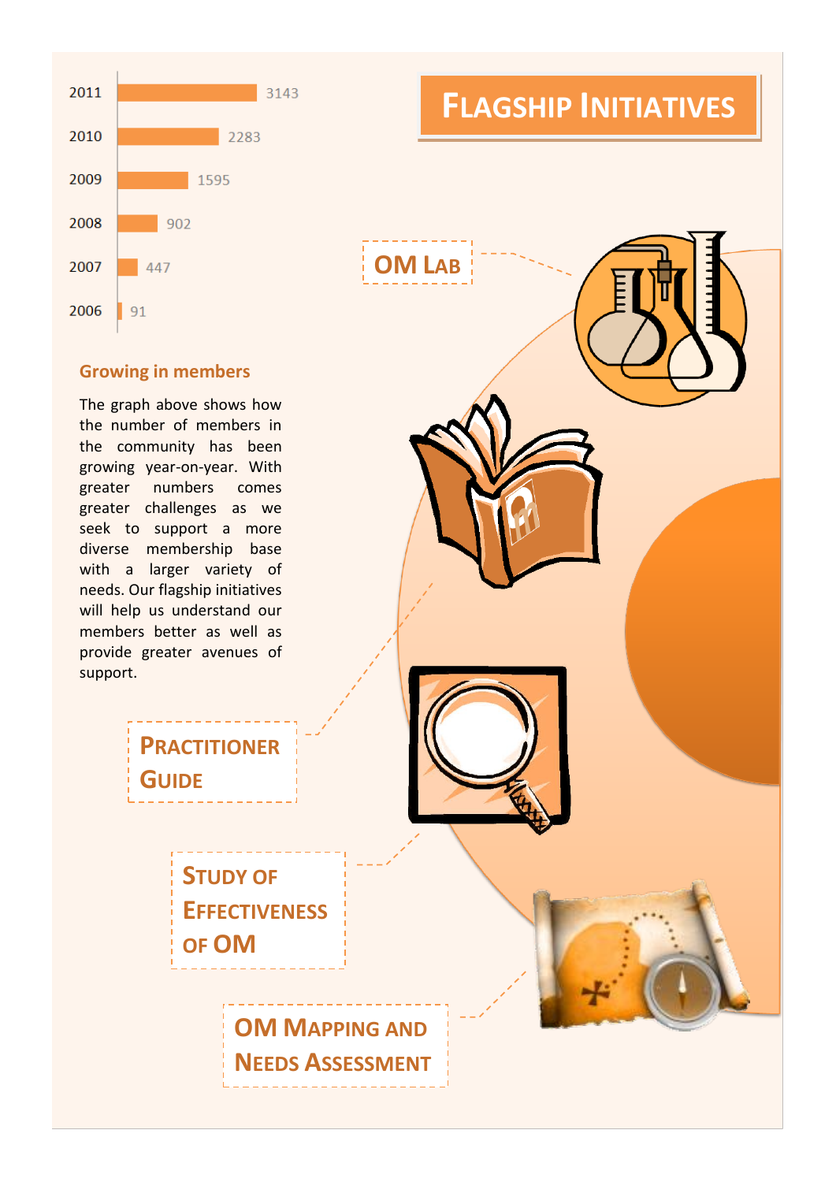| Year | Members |
|---|---|
| 2011 | 3143 |
| 2010 | 2283 |
| 2009 | 1595 |
| 2008 | 902 |
| 2007 | 447 |
| 2006 | 91 |

# Flagship Initiatives

### Growing in members

The graph above shows how the number of members in the community has been growing year-on-year. With greater numbers comes greater challenges as we seek to support a more diverse membership base with a larger variety of needs. Our flagship initiatives will help us understand our members better as well as provide greater avenues of support.

## OM Lab

## Practitioner Guide

## Study of Effectiveness of OM

## OM Mapping and Needs Assessment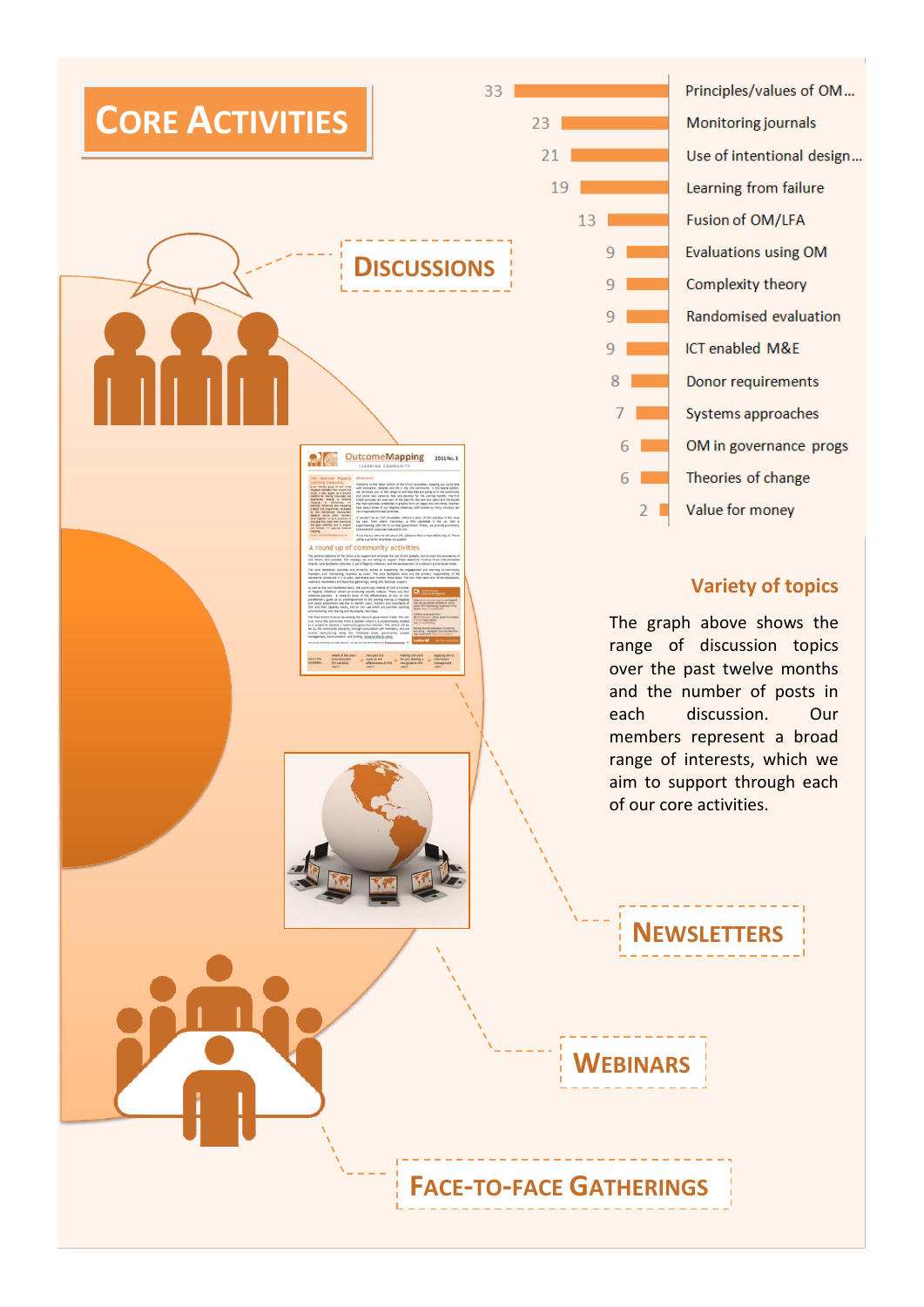# Core Activities

| Topic | Posts |
|---|---|
| Principles/values of OM... | 33 |
| Monitoring journals | 23 |
| Use of intentional design... | 21 |
| Learning from failure | 19 |
| Fusion of OM/LFA | 13 |
| Evaluations using OM | 9 |
| Complexity theory | 9 |
| Randomised evaluation | 9 |
| ICT enabled M&E | 9 |
| Donor requirements | 8 |
| Systems approaches | 7 |
| OM in governance progs | 6 |
| Theories of change | 6 |
| Value for money | 2 |

## Discussions

### Variety of topics

The graph above shows the range of discussion topics over the past twelve months and the number of posts in each discussion. Our members represent a broad range of interests, which we aim to support through each of our core activities.

## Newsletters

## Webinars

## Face-to-face Gatherings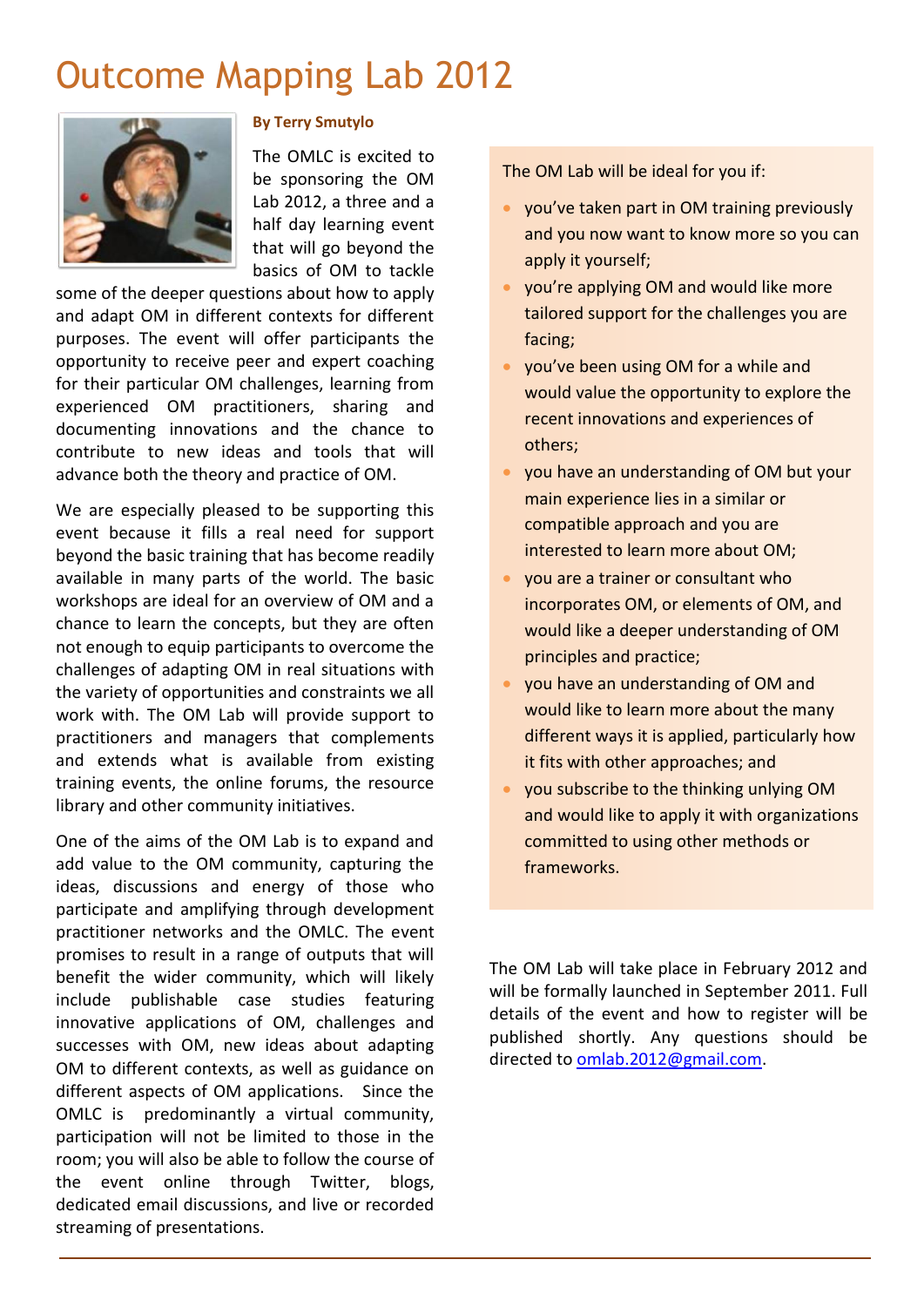# Outcome Mapping Lab 2012

**By Terry Smutylo**

The OMLC is excited to be sponsoring the OM Lab 2012, a three and a half day learning event that will go beyond the basics of OM to tackle some of the deeper questions about how to apply and adapt OM in different contexts for different purposes. The event will offer participants the opportunity to receive peer and expert coaching for their particular OM challenges, learning from experienced OM practitioners, sharing and documenting innovations and the chance to contribute to new ideas and tools that will advance both the theory and practice of OM.

We are especially pleased to be supporting this event because it fills a real need for support beyond the basic training that has become readily available in many parts of the world. The basic workshops are ideal for an overview of OM and a chance to learn the concepts, but they are often not enough to equip participants to overcome the challenges of adapting OM in real situations with the variety of opportunities and constraints we all work with. The OM Lab will provide support to practitioners and managers that complements and extends what is available from existing training events, the online forums, the resource library and other community initiatives.

One of the aims of the OM Lab is to expand and add value to the OM community, capturing the ideas, discussions and energy of those who participate and amplifying through development practitioner networks and the OMLC. The event promises to result in a range of outputs that will benefit the wider community, which will likely include publishable case studies featuring innovative applications of OM, challenges and successes with OM, new ideas about adapting OM to different contexts, as well as guidance on different aspects of OM applications. Since the OMLC is predominantly a virtual community, participation will not be limited to those in the room; you will also be able to follow the course of the event online through Twitter, blogs, dedicated email discussions, and live or recorded streaming of presentations.

The OM Lab will be ideal for you if:

- you've taken part in OM training previously and you now want to know more so you can apply it yourself;
- you're applying OM and would like more tailored support for the challenges you are facing;
- you've been using OM for a while and would value the opportunity to explore the recent innovations and experiences of others;
- you have an understanding of OM but your main experience lies in a similar or compatible approach and you are interested to learn more about OM;
- you are a trainer or consultant who incorporates OM, or elements of OM, and would like a deeper understanding of OM principles and practice;
- you have an understanding of OM and would like to learn more about the many different ways it is applied, particularly how it fits with other approaches; and
- you subscribe to the thinking unlying OM and would like to apply it with organizations committed to using other methods or frameworks.

The OM Lab will take place in February 2012 and will be formally launched in September 2011. Full details of the event and how to register will be published shortly. Any questions should be directed to omlab.2012@gmail.com.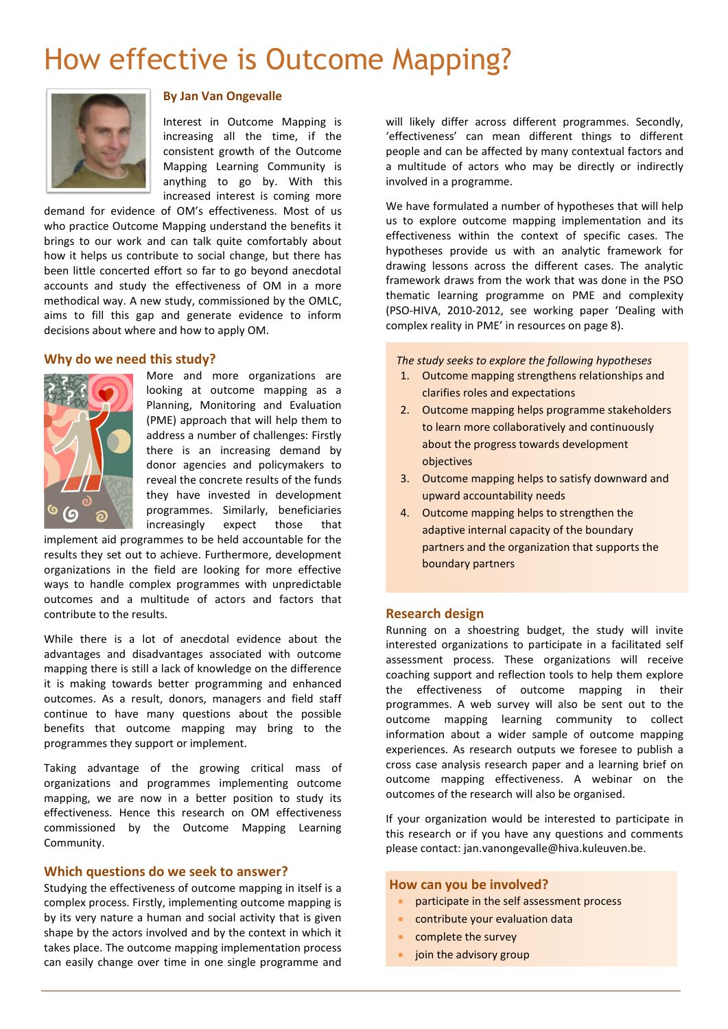# How effective is Outcome Mapping?

**By Jan Van Ongevalle**

Interest in Outcome Mapping is increasing all the time, if the consistent growth of the Outcome Mapping Learning Community is anything to go by. With this increased interest is coming more demand for evidence of OM's effectiveness. Most of us who practice Outcome Mapping understand the benefits it brings to our work and can talk quite comfortably about how it helps us contribute to social change, but there has been little concerted effort so far to go beyond anecdotal accounts and study the effectiveness of OM in a more methodical way. A new study, commissioned by the OMLC, aims to fill this gap and generate evidence to inform decisions about where and how to apply OM.

## Why do we need this study?

More and more organizations are looking at outcome mapping as a Planning, Monitoring and Evaluation (PME) approach that will help them to address a number of challenges: Firstly there is an increasing demand by donor agencies and policymakers to reveal the concrete results of the funds they have invested in development programmes. Similarly, beneficiaries increasingly expect those that implement aid programmes to be held accountable for the results they set out to achieve. Furthermore, development organizations in the field are looking for more effective ways to handle complex programmes with unpredictable outcomes and a multitude of actors and factors that contribute to the results.

While there is a lot of anecdotal evidence about the advantages and disadvantages associated with outcome mapping there is still a lack of knowledge on the difference it is making towards better programming and enhanced outcomes. As a result, donors, managers and field staff continue to have many questions about the possible benefits that outcome mapping may bring to the programmes they support or implement.

Taking advantage of the growing critical mass of organizations and programmes implementing outcome mapping, we are now in a better position to study its effectiveness. Hence this research on OM effectiveness commissioned by the Outcome Mapping Learning Community.

## Which questions do we seek to answer?

Studying the effectiveness of outcome mapping in itself is a complex process. Firstly, implementing outcome mapping is by its very nature a human and social activity that is given shape by the actors involved and by the context in which it takes place. The outcome mapping implementation process can easily change over time in one single programme and will likely differ across different programmes. Secondly, 'effectiveness' can mean different things to different people and can be affected by many contextual factors and a multitude of actors who may be directly or indirectly involved in a programme.

We have formulated a number of hypotheses that will help us to explore outcome mapping implementation and its effectiveness within the context of specific cases. The hypotheses provide us with an analytic framework for drawing lessons across the different cases. The analytic framework draws from the work that was done in the PSO thematic learning programme on PME and complexity (PSO-HIVA, 2010-2012, see working paper 'Dealing with complex reality in PME' in resources on page 8).

*The study seeks to explore the following hypotheses*

1. Outcome mapping strengthens relationships and clarifies roles and expectations
2. Outcome mapping helps programme stakeholders to learn more collaboratively and continuously about the progress towards development objectives
3. Outcome mapping helps to satisfy downward and upward accountability needs
4. Outcome mapping helps to strengthen the adaptive internal capacity of the boundary partners and the organization that supports the boundary partners

## Research design

Running on a shoestring budget, the study will invite interested organizations to participate in a facilitated self assessment process. These organizations will receive coaching support and reflection tools to help them explore the effectiveness of outcome mapping in their programmes. A web survey will also be sent out to the outcome mapping learning community to collect information about a wider sample of outcome mapping experiences. As research outputs we foresee to publish a cross case analysis research paper and a learning brief on outcome mapping effectiveness. A webinar on the outcomes of the research will also be organised.

If your organization would be interested to participate in this research or if you have any questions and comments please contact: jan.vanongevalle@hiva.kuleuven.be.

## How can you be involved?

- participate in the self assessment process
- contribute your evaluation data
- complete the survey
- join the advisory group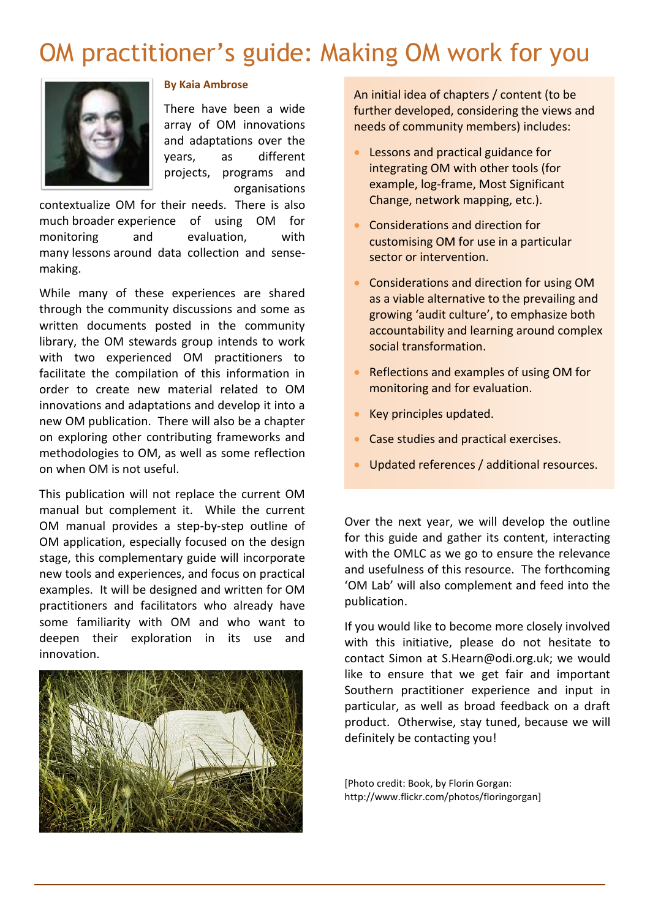# OM practitioner's guide: Making OM work for you

**By Kaia Ambrose**

There have been a wide array of OM innovations and adaptations over the years, as different projects, programs and organisations contextualize OM for their needs. There is also much broader experience of using OM for monitoring and evaluation, with many lessons around data collection and sense-making.

While many of these experiences are shared through the community discussions and some as written documents posted in the community library, the OM stewards group intends to work with two experienced OM practitioners to facilitate the compilation of this information in order to create new material related to OM innovations and adaptations and develop it into a new OM publication. There will also be a chapter on exploring other contributing frameworks and methodologies to OM, as well as some reflection on when OM is not useful.

This publication will not replace the current OM manual but complement it. While the current OM manual provides a step-by-step outline of OM application, especially focused on the design stage, this complementary guide will incorporate new tools and experiences, and focus on practical examples. It will be designed and written for OM practitioners and facilitators who already have some familiarity with OM and who want to deepen their exploration in its use and innovation.

An initial idea of chapters / content (to be further developed, considering the views and needs of community members) includes:

- Lessons and practical guidance for integrating OM with other tools (for example, log-frame, Most Significant Change, network mapping, etc.).
- Considerations and direction for customising OM for use in a particular sector or intervention.
- Considerations and direction for using OM as a viable alternative to the prevailing and growing 'audit culture', to emphasize both accountability and learning around complex social transformation.
- Reflections and examples of using OM for monitoring and for evaluation.
- Key principles updated.
- Case studies and practical exercises.
- Updated references / additional resources.

Over the next year, we will develop the outline for this guide and gather its content, interacting with the OMLC as we go to ensure the relevance and usefulness of this resource. The forthcoming 'OM Lab' will also complement and feed into the publication.

If you would like to become more closely involved with this initiative, please do not hesitate to contact Simon at S.Hearn@odi.org.uk; we would like to ensure that we get fair and important Southern practitioner experience and input in particular, as well as broad feedback on a draft product. Otherwise, stay tuned, because we will definitely be contacting you!

[Photo credit: Book, by Florin Gorgan: http://www.flickr.com/photos/floringorgan]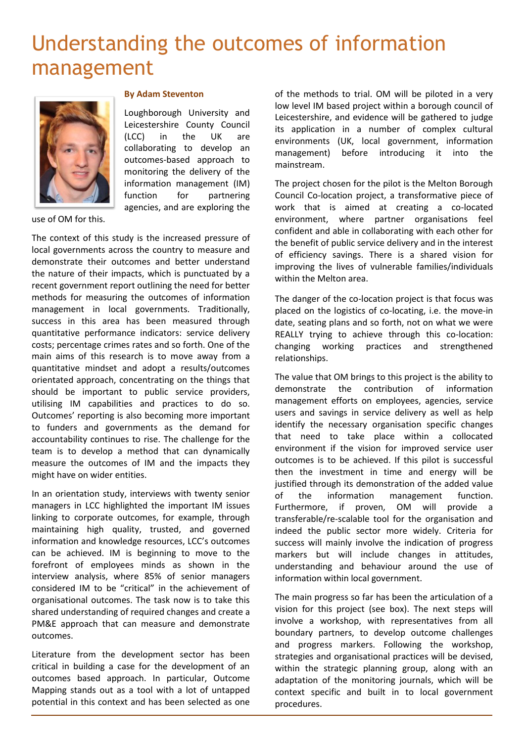# Understanding the outcomes of information management

**By Adam Steventon**

Loughborough University and Leicestershire County Council (LCC) in the UK are collaborating to develop an outcomes-based approach to monitoring the delivery of the information management (IM) function for partnering agencies, and are exploring the use of OM for this.

The context of this study is the increased pressure of local governments across the country to measure and demonstrate their outcomes and better understand the nature of their impacts, which is punctuated by a recent government report outlining the need for better methods for measuring the outcomes of information management in local governments. Traditionally, success in this area has been measured through quantitative performance indicators: service delivery costs; percentage crimes rates and so forth. One of the main aims of this research is to move away from a quantitative mindset and adopt a results/outcomes orientated approach, concentrating on the things that should be important to public service providers, utilising IM capabilities and practices to do so. Outcomes' reporting is also becoming more important to funders and governments as the demand for accountability continues to rise. The challenge for the team is to develop a method that can dynamically measure the outcomes of IM and the impacts they might have on wider entities.

In an orientation study, interviews with twenty senior managers in LCC highlighted the important IM issues linking to corporate outcomes, for example, through maintaining high quality, trusted, and governed information and knowledge resources, LCC's outcomes can be achieved. IM is beginning to move to the forefront of employees minds as shown in the interview analysis, where 85% of senior managers considered IM to be "critical" in the achievement of organisational outcomes. The task now is to take this shared understanding of required changes and create a PM&E approach that can measure and demonstrate outcomes.

Literature from the development sector has been critical in building a case for the development of an outcomes based approach. In particular, Outcome Mapping stands out as a tool with a lot of untapped potential in this context and has been selected as one of the methods to trial. OM will be piloted in a very low level IM based project within a borough council of Leicestershire, and evidence will be gathered to judge its application in a number of complex cultural environments (UK, local government, information management) before introducing it into the mainstream.

The project chosen for the pilot is the Melton Borough Council Co-location project, a transformative piece of work that is aimed at creating a co-located environment, where partner organisations feel confident and able in collaborating with each other for the benefit of public service delivery and in the interest of efficiency savings. There is a shared vision for improving the lives of vulnerable families/individuals within the Melton area.

The danger of the co-location project is that focus was placed on the logistics of co-locating, i.e. the move-in date, seating plans and so forth, not on what we were REALLY trying to achieve through this co-location: changing working practices and strengthened relationships.

The value that OM brings to this project is the ability to demonstrate the contribution of information management efforts on employees, agencies, service users and savings in service delivery as well as help identify the necessary organisation specific changes that need to take place within a collocated environment if the vision for improved service user outcomes is to be achieved. If this pilot is successful then the investment in time and energy will be justified through its demonstration of the added value of the information management function. Furthermore, if proven, OM will provide a transferable/re-scalable tool for the organisation and indeed the public sector more widely. Criteria for success will mainly involve the indication of progress markers but will include changes in attitudes, understanding and behaviour around the use of information within local government.

The main progress so far has been the articulation of a vision for this project (see box). The next steps will involve a workshop, with representatives from all boundary partners, to develop outcome challenges and progress markers. Following the workshop, strategies and organisational practices will be devised, within the strategic planning group, along with an adaptation of the monitoring journals, which will be context specific and built in to local government procedures.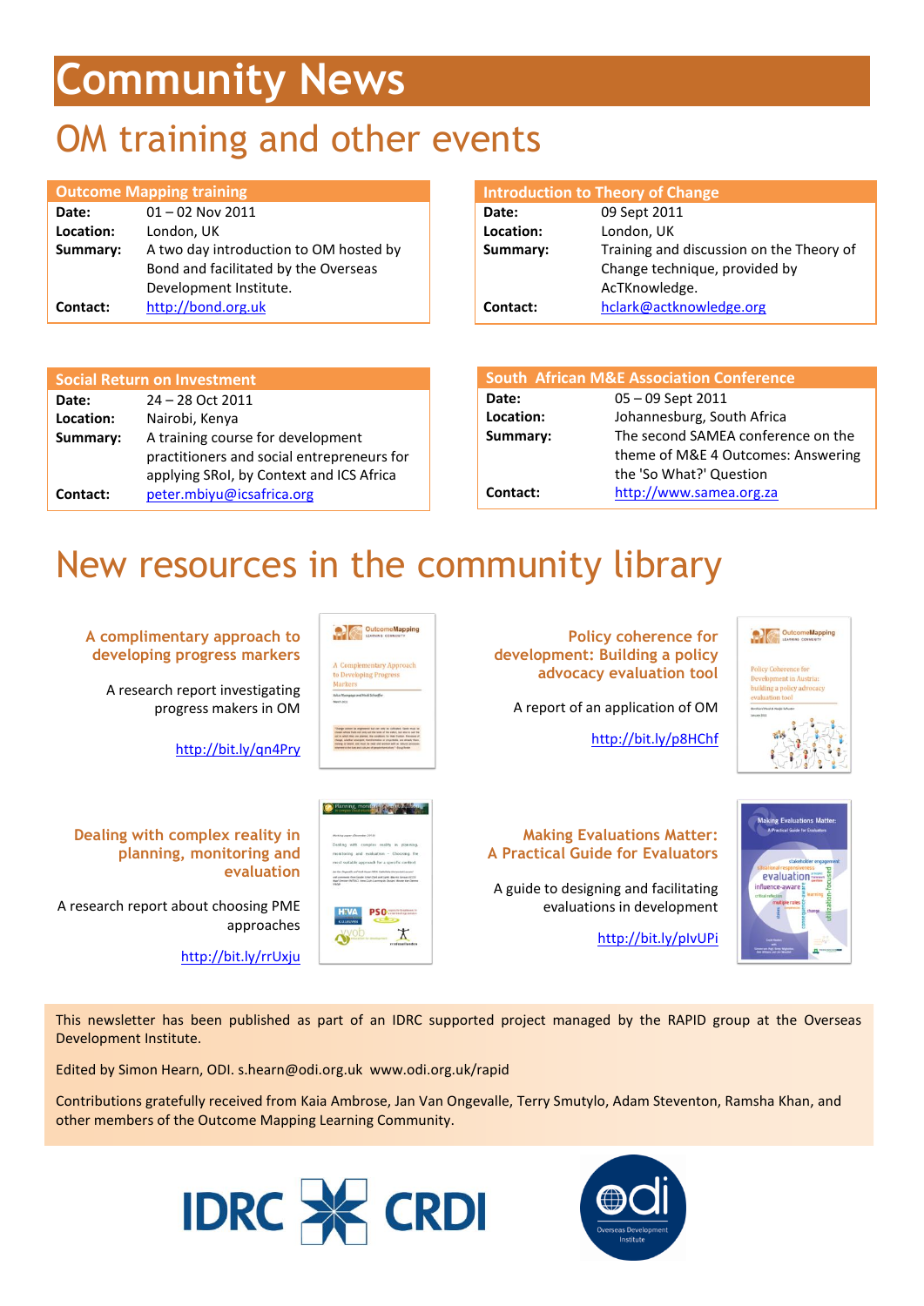# Community News

## OM training and other events

| Outcome Mapping training | |
|---|---|
| **Date:** | 01 – 02 Nov 2011 |
| **Location:** | London, UK |
| **Summary:** | A two day introduction to OM hosted by Bond and facilitated by the Overseas Development Institute. |
| **Contact:** | http://bond.org.uk |

| Introduction to Theory of Change | |
|---|---|
| **Date:** | 09 Sept 2011 |
| **Location:** | London, UK |
| **Summary:** | Training and discussion on the Theory of Change technique, provided by AcTKnowledge. |
| **Contact:** | hclark@actknowledge.org |

| Social Return on Investment | |
|---|---|
| **Date:** | 24 – 28 Oct 2011 |
| **Location:** | Nairobi, Kenya |
| **Summary:** | A training course for development practitioners and social entrepreneurs for applying SRoI, by Context and ICS Africa |
| **Contact:** | peter.mbiyu@icsafrica.org |

| South African M&E Association Conference | |
|---|---|
| **Date:** | 05 – 09 Sept 2011 |
| **Location:** | Johannesburg, South Africa |
| **Summary:** | The second SAMEA conference on the theme of M&E 4 Outcomes: Answering the 'So What?' Question |
| **Contact:** | http://www.samea.org.za |

## New resources in the community library

### A complimentary approach to developing progress markers

A research report investigating progress makers in OM

http://bit.ly/qn4Pry

### Policy coherence for development: Building a policy advocacy evaluation tool

A report of an application of OM

http://bit.ly/p8HChf

### Dealing with complex reality in planning, monitoring and evaluation

A research report about choosing PME approaches

http://bit.ly/rrUxju

### Making Evaluations Matter: A Practical Guide for Evaluators

A guide to designing and facilitating evaluations in development

http://bit.ly/pIvUPi

This newsletter has been published as part of an IDRC supported project managed by the RAPID group at the Overseas Development Institute.

Edited by Simon Hearn, ODI. s.hearn@odi.org.uk www.odi.org.uk/rapid

Contributions gratefully received from Kaia Ambrose, Jan Van Ongevalle, Terry Smutylo, Adam Steventon, Ramsha Khan, and other members of the Outcome Mapping Learning Community.

IDRC CRDI

odi Overseas Development Institute